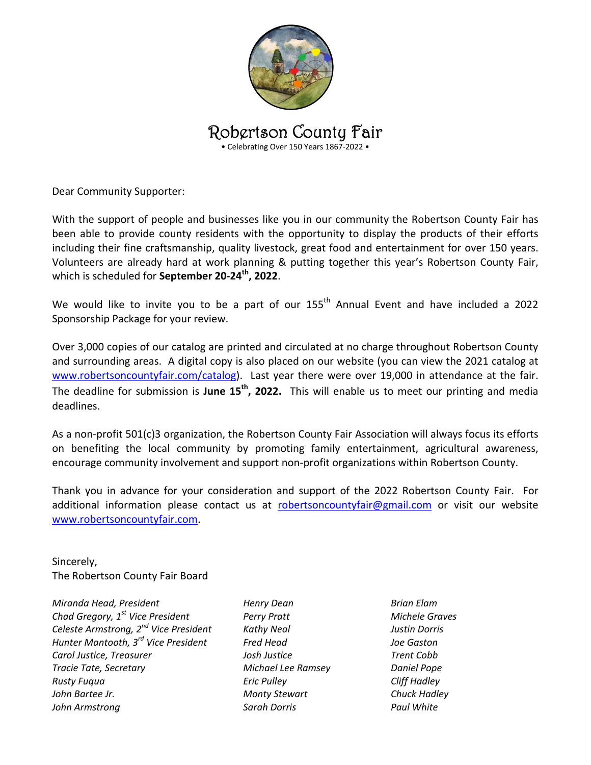# Robertson County Fair

• Celebrating Over 150 Years 1867-2022 •

Dear Community Supporter:

With the support of people and businesses like you in our community the Robertson County Fair has been able to provide county residents with the opportunity to display the products of their efforts including their fine craftsmanship, quality livestock, great food and entertainment for over 150 years. Volunteers are already hard at work planning & putting together this year's Robertson County Fair, which is scheduled for **September 20-24th, 2022**.

We would like to invite you to be a part of our 155th Annual Event and have included a 2022 Sponsorship Package for your review.

Over 3,000 copies of our catalog are printed and circulated at no charge throughout Robertson County and surrounding areas. A digital copy is also placed on our website (you can view the 2021 catalog at www.robertsoncountyfair.com/catalog). Last year there were over 19,000 in attendance at the fair. The deadline for submission is **June 15th, 2022.** This will enable us to meet our printing and media deadlines.

As a non-profit 501(c)3 organization, the Robertson County Fair Association will always focus its efforts on benefiting the local community by promoting family entertainment, agricultural awareness, encourage community involvement and support non-profit organizations within Robertson County.

Thank you in advance for your consideration and support of the 2022 Robertson County Fair. For additional information please contact us at robertsoncountyfair@gmail.com or visit our website www.robertsoncountyfair.com.

Sincerely,
The Robertson County Fair Board

*Miranda Head, President*
*Chad Gregory, 1st Vice President*
*Celeste Armstrong, 2nd Vice President*
*Hunter Mantooth, 3rd Vice President*
*Carol Justice, Treasurer*
*Tracie Tate, Secretary*
*Rusty Fuqua*
*John Bartee Jr.*
*John Armstrong*
*Henry Dean*
*Perry Pratt*
*Kathy Neal*
*Fred Head*
*Josh Justice*
*Michael Lee Ramsey*
*Eric Pulley*
*Monty Stewart*
*Sarah Dorris*
*Brian Elam*
*Michele Graves*
*Justin Dorris*
*Joe Gaston*
*Trent Cobb*
*Daniel Pope*
*Cliff Hadley*
*Chuck Hadley*
*Paul White*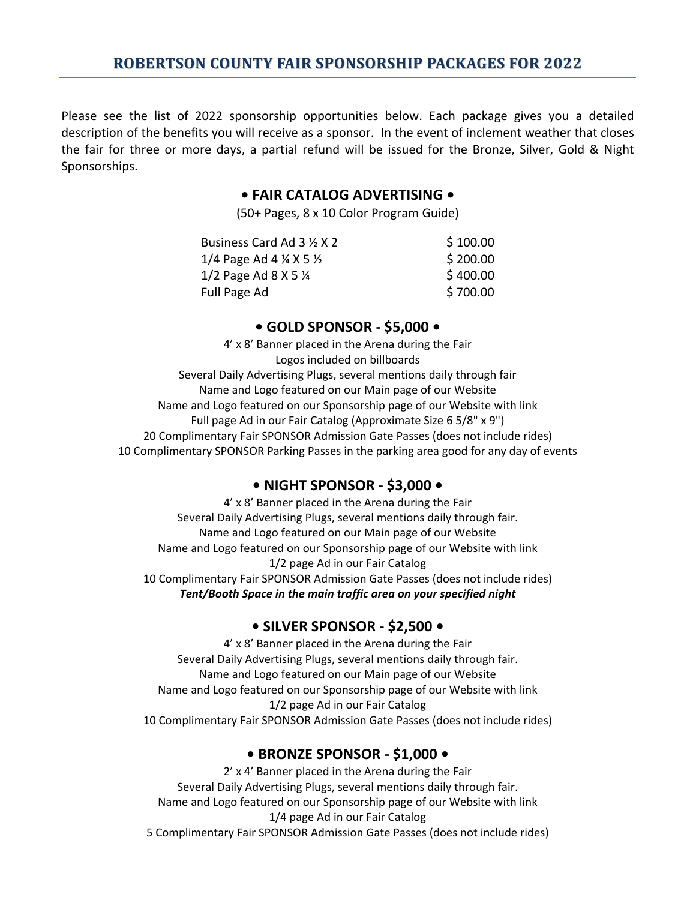# ROBERTSON COUNTY FAIR SPONSORSHIP PACKAGES FOR 2022

Please see the list of 2022 sponsorship opportunities below. Each package gives you a detailed description of the benefits you will receive as a sponsor. In the event of inclement weather that closes the fair for three or more days, a partial refund will be issued for the Bronze, Silver, Gold & Night Sponsorships.

## • FAIR CATALOG ADVERTISING •

(50+ Pages, 8 x 10 Color Program Guide)

| | |
|---|---|
| Business Card Ad 3 ½ X 2 | $ 100.00 |
| 1/4 Page Ad 4 ¼ X 5 ½ | $ 200.00 |
| 1/2 Page Ad 8 X 5 ¼ | $ 400.00 |
| Full Page Ad | $ 700.00 |

## • GOLD SPONSOR - $5,000 •

4' x 8' Banner placed in the Arena during the Fair
Logos included on billboards
Several Daily Advertising Plugs, several mentions daily through fair
Name and Logo featured on our Main page of our Website
Name and Logo featured on our Sponsorship page of our Website with link
Full page Ad in our Fair Catalog (Approximate Size 6 5/8" x 9")
20 Complimentary Fair SPONSOR Admission Gate Passes (does not include rides)
10 Complimentary SPONSOR Parking Passes in the parking area good for any day of events

## • NIGHT SPONSOR - $3,000 •

4' x 8' Banner placed in the Arena during the Fair
Several Daily Advertising Plugs, several mentions daily through fair.
Name and Logo featured on our Main page of our Website
Name and Logo featured on our Sponsorship page of our Website with link
1/2 page Ad in our Fair Catalog
10 Complimentary Fair SPONSOR Admission Gate Passes (does not include rides)
***Tent/Booth Space in the main traffic area on your specified night***

## • SILVER SPONSOR - $2,500 •

4' x 8' Banner placed in the Arena during the Fair
Several Daily Advertising Plugs, several mentions daily through fair.
Name and Logo featured on our Main page of our Website
Name and Logo featured on our Sponsorship page of our Website with link
1/2 page Ad in our Fair Catalog
10 Complimentary Fair SPONSOR Admission Gate Passes (does not include rides)

## • BRONZE SPONSOR - $1,000 •

2' x 4' Banner placed in the Arena during the Fair
Several Daily Advertising Plugs, several mentions daily through fair.
Name and Logo featured on our Sponsorship page of our Website with link
1/4 page Ad in our Fair Catalog
5 Complimentary Fair SPONSOR Admission Gate Passes (does not include rides)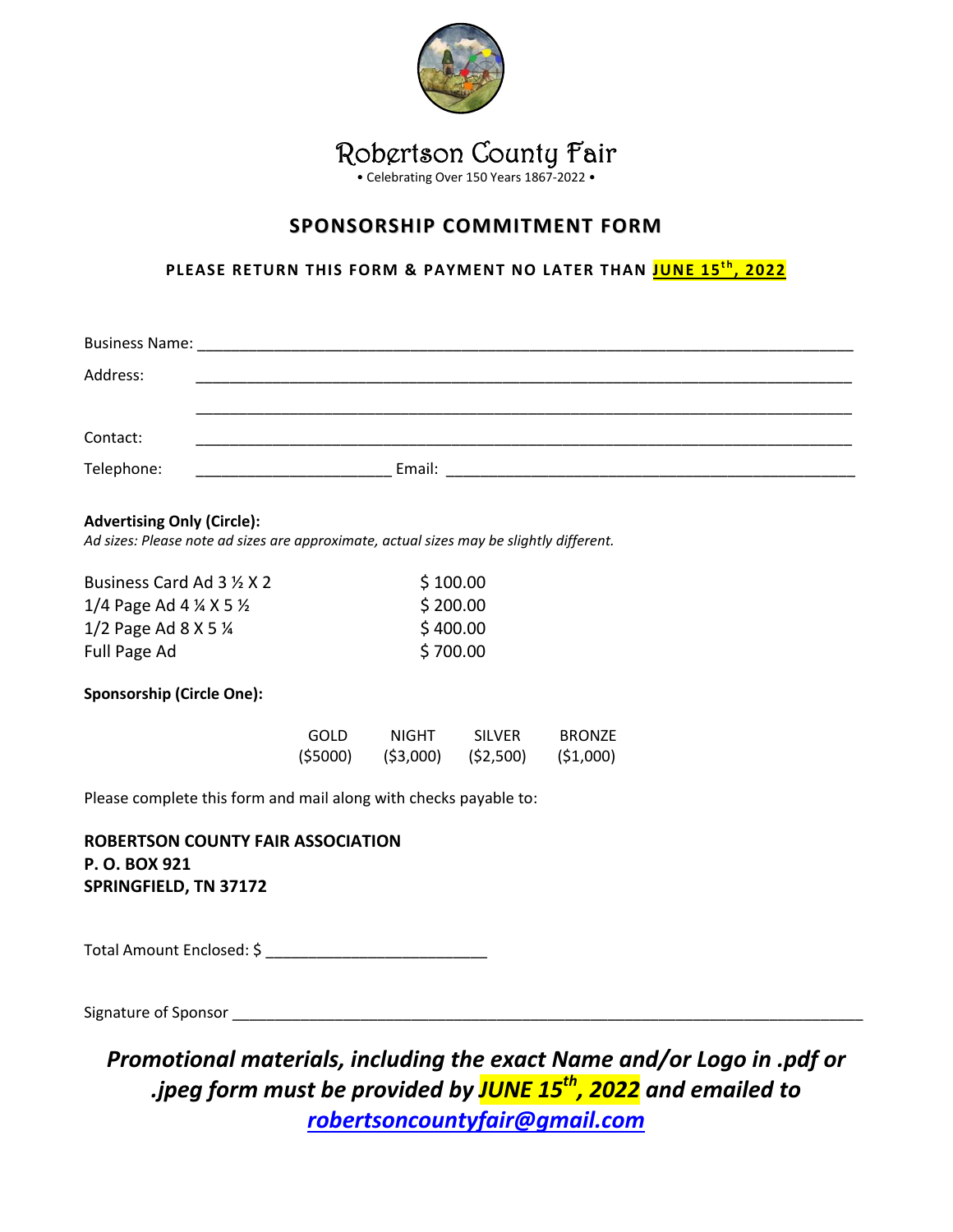# Robertson County Fair

• Celebrating Over 150 Years 1867-2022 •

## SPONSORSHIP COMMITMENT FORM

**PLEASE RETURN THIS FORM & PAYMENT NO LATER THAN JUNE 15th, 2022**

Business Name: ___________________________________________________________________________

Address: ___________________________________________________________________________

___________________________________________________________________________

Contact: ___________________________________________________________________________

Telephone: ______________________ Email: ______________________________________________

**Advertising Only (Circle):**

*Ad sizes: Please note ad sizes are approximate, actual sizes may be slightly different.*

| | |
|---|---|
| Business Card Ad 3 ½ X 2 | $ 100.00 |
| 1/4 Page Ad 4 ¼ X 5 ½ | $ 200.00 |
| 1/2 Page Ad 8 X 5 ¼ | $ 400.00 |
| Full Page Ad | $ 700.00 |

**Sponsorship (Circle One):**

| GOLD | NIGHT | SILVER | BRONZE |
|---|---|---|---|
| ($5000) | ($3,000) | ($2,500) | ($1,000) |

Please complete this form and mail along with checks payable to:

**ROBERTSON COUNTY FAIR ASSOCIATION**
**P. O. BOX 921**
**SPRINGFIELD, TN 37172**

Total Amount Enclosed: $ _________________________

Signature of Sponsor ___________________________________________________________________________

***Promotional materials, including the exact Name and/or Logo in .pdf or .jpeg form must be provided by JUNE 15th, 2022 and emailed to robertsoncountyfair@gmail.com***